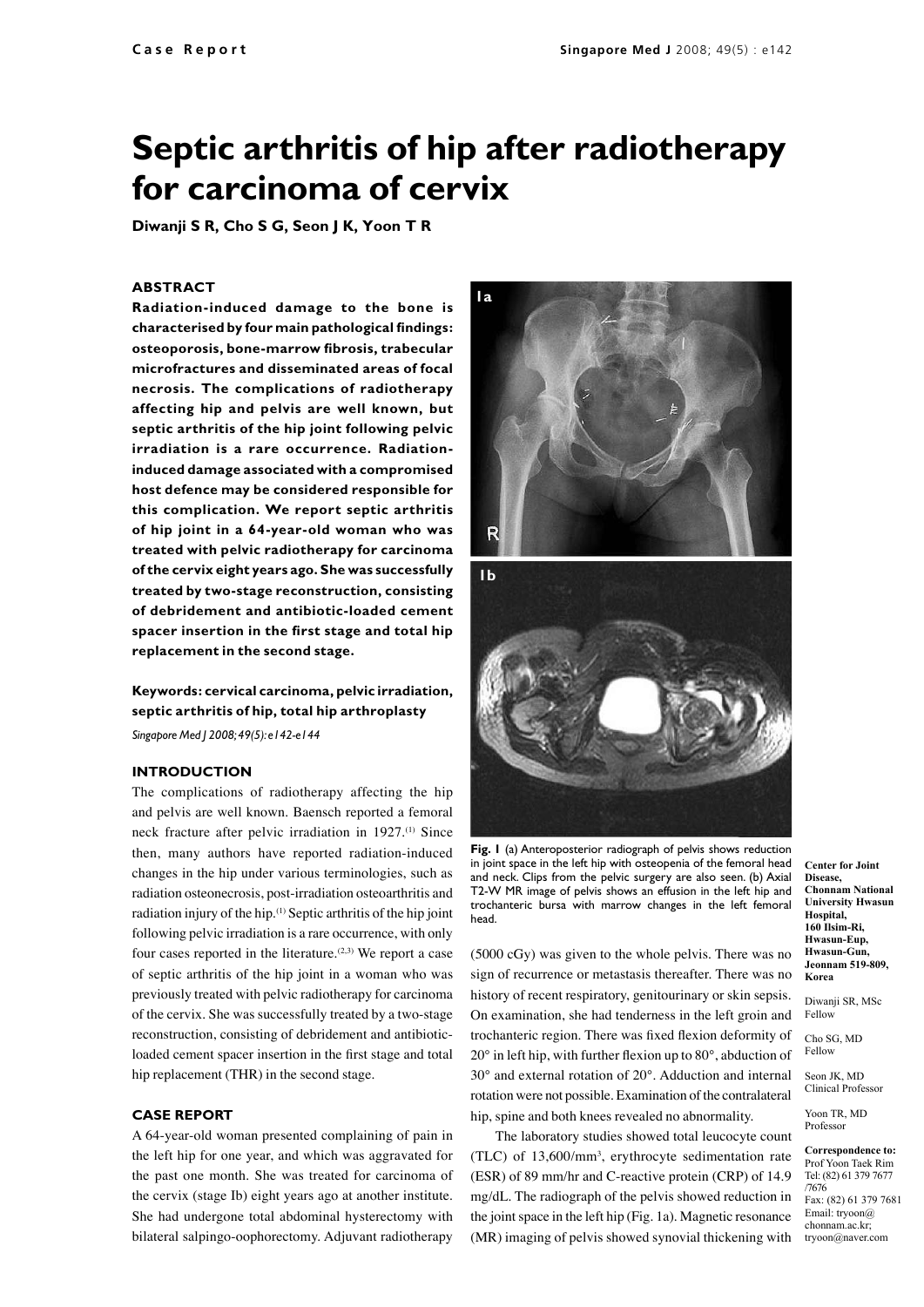Case Report

# Septic arthritis of hip after radiotherapy for carcinoma of cervix

**Diwanji S R, Cho S G, Seon J K, Yoon T R**

## ABSTRACT

**Radiation-induced damage to the bone is characterised by four main pathological findings: osteoporosis, bone-marrow fibrosis, trabecular microfractures and disseminated areas of focal necrosis. The complications of radiotherapy affecting hip and pelvis are well known, but septic arthritis of the hip joint following pelvic irradiation is a rare occurrence. Radiation-induced damage associated with a compromised host defence may be considered responsible for this complication. We report septic arthritis of hip joint in a 64-year-old woman who was treated with pelvic radiotherapy for carcinoma of the cervix eight years ago. She was successfully treated by two-stage reconstruction, consisting of debridement and antibiotic-loaded cement spacer insertion in the first stage and total hip replacement in the second stage.**

**Keywords: cervical carcinoma, pelvic irradiation, septic arthritis of hip, total hip arthroplasty**

*Singapore Med J 2008; 49(5): e142-e144*

## INTRODUCTION

The complications of radiotherapy affecting the hip and pelvis are well known. Baensch reported a femoral neck fracture after pelvic irradiation in 1927.[1] Since then, many authors have reported radiation-induced changes in the hip under various terminologies, such as radiation osteonecrosis, post-irradiation osteoarthritis and radiation injury of the hip.[1] Septic arthritis of the hip joint following pelvic irradiation is a rare occurrence, with only four cases reported in the literature.[2,3] We report a case of septic arthritis of the hip joint in a woman who was previously treated with pelvic radiotherapy for carcinoma of the cervix. She was successfully treated by a two-stage reconstruction, consisting of debridement and antibiotic-loaded cement spacer insertion in the first stage and total hip replacement (THR) in the second stage.

## CASE REPORT

A 64-year-old woman presented complaining of pain in the left hip for one year, and which was aggravated for the past one month. She was treated for carcinoma of the cervix (stage Ib) eight years ago at another institute. She had undergone total abdominal hysterectomy with bilateral salpingo-oophorectomy. Adjuvant radiotherapy (5000 cGy) was given to the whole pelvis. There was no sign of recurrence or metastasis thereafter. There was no history of recent respiratory, genitourinary or skin sepsis. On examination, she had tenderness in the left groin and trochanteric region. There was fixed flexion deformity of 20° in left hip, with further flexion up to 80°, abduction of 30° and external rotation of 20°. Adduction and internal rotation were not possible. Examination of the contralateral hip, spine and both knees revealed no abnormality.

The laboratory studies showed total leucocyte count (TLC) of 13,600/mm$^3$, erythrocyte sedimentation rate (ESR) of 89 mm/hr and C-reactive protein (CRP) of 14.9 mg/dL. The radiograph of the pelvis showed reduction in the joint space in the left hip (Fig. 1a). Magnetic resonance (MR) imaging of pelvis showed synovial thickening with

**Fig. 1** (a) Anteroposterior radiograph of pelvis shows reduction in joint space in the left hip with osteopenia of the femoral head and neck. Clips from the pelvic surgery are also seen. (b) Axial T2-W MR image of pelvis shows an effusion in the left hip and trochanteric bursa with marrow changes in the left femoral head.

**Center for Joint Disease, Chonnam National University Hwasun Hospital, 160 Ilsim-Ri, Hwasun-Eup, Hwasun-Gun, Jeonnam 519-809, Korea**

Diwanji SR, MSc
Fellow

Cho SG, MD
Fellow

Seon JK, MD
Clinical Professor

Yoon TR, MD
Professor

**Correspondence to:**
Prof Yoon Taek Rim
Tel: (82) 61 379 7677 /7676
Fax: (82) 61 379 7681
Email: tryoon@chonnam.ac.kr; tryoon@naver.com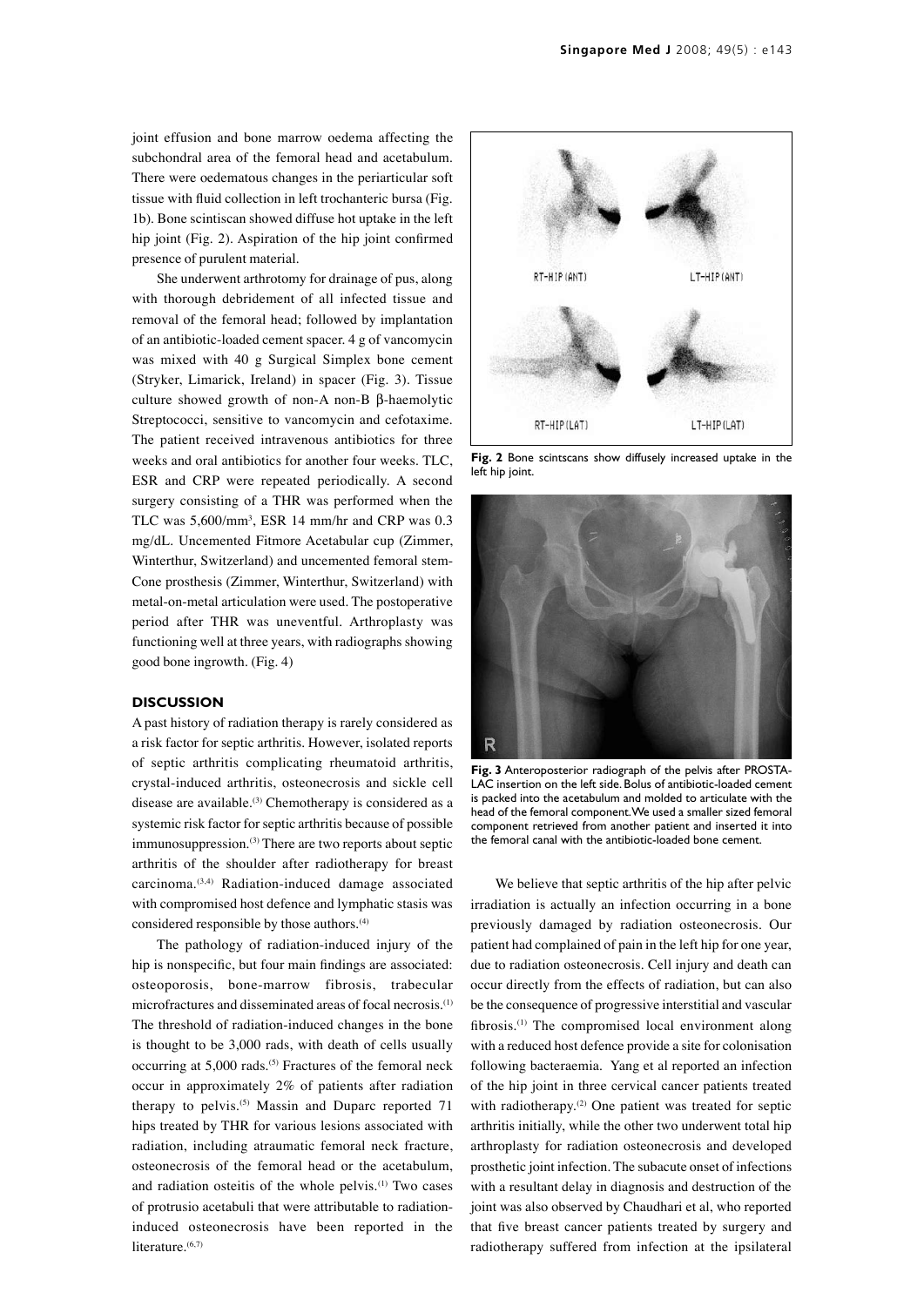joint effusion and bone marrow oedema affecting the subchondral area of the femoral head and acetabulum. There were oedematous changes in the periarticular soft tissue with fluid collection in left trochanteric bursa (Fig. 1b). Bone scintiscan showed diffuse hot uptake in the left hip joint (Fig. 2). Aspiration of the hip joint confirmed presence of purulent material.

She underwent arthrotomy for drainage of pus, along with thorough debridement of all infected tissue and removal of the femoral head; followed by implantation of an antibiotic-loaded cement spacer. 4 g of vancomycin was mixed with 40 g Surgical Simplex bone cement (Stryker, Limarick, Ireland) in spacer (Fig. 3). Tissue culture showed growth of non-A non-B β-haemolytic Streptococci, sensitive to vancomycin and cefotaxime. The patient received intravenous antibiotics for three weeks and oral antibiotics for another four weeks. TLC, ESR and CRP were repeated periodically. A second surgery consisting of a THR was performed when the TLC was 5,600/mm$^3$, ESR 14 mm/hr and CRP was 0.3 mg/dL. Uncemented Fitmore Acetabular cup (Zimmer, Winterthur, Switzerland) and uncemented femoral stem-Cone prosthesis (Zimmer, Winterthur, Switzerland) with metal-on-metal articulation were used. The postoperative period after THR was uneventful. Arthroplasty was functioning well at three years, with radiographs showing good bone ingrowth. (Fig. 4)

## DISCUSSION

A past history of radiation therapy is rarely considered as a risk factor for septic arthritis. However, isolated reports of septic arthritis complicating rheumatoid arthritis, crystal-induced arthritis, osteonecrosis and sickle cell disease are available.[3] Chemotherapy is considered as a systemic risk factor for septic arthritis because of possible immunosuppression.[3] There are two reports about septic arthritis of the shoulder after radiotherapy for breast carcinoma.[3,4] Radiation-induced damage associated with compromised host defence and lymphatic stasis was considered responsible by those authors.[4]

The pathology of radiation-induced injury of the hip is nonspecific, but four main findings are associated: osteoporosis, bone-marrow fibrosis, trabecular microfractures and disseminated areas of focal necrosis.[1] The threshold of radiation-induced changes in the bone is thought to be 3,000 rads, with death of cells usually occurring at 5,000 rads.[5] Fractures of the femoral neck occur in approximately 2% of patients after radiation therapy to pelvis.[5] Massin and Duparc reported 71 hips treated by THR for various lesions associated with radiation, including atraumatic femoral neck fracture, osteonecrosis of the femoral head or the acetabulum, and radiation osteitis of the whole pelvis.[1] Two cases of protrusio acetabuli that were attributable to radiation-induced osteonecrosis have been reported in the literature.[6,7]

**Fig. 2** Bone scintscans show diffusely increased uptake in the left hip joint.

**Fig. 3** Anteroposterior radiograph of the pelvis after PROSTALAC insertion on the left side. Bolus of antibiotic-loaded cement is packed into the acetabulum and molded to articulate with the head of the femoral component. We used a smaller sized femoral component retrieved from another patient and inserted it into the femoral canal with the antibiotic-loaded bone cement.

We believe that septic arthritis of the hip after pelvic irradiation is actually an infection occurring in a bone previously damaged by radiation osteonecrosis. Our patient had complained of pain in the left hip for one year, due to radiation osteonecrosis. Cell injury and death can occur directly from the effects of radiation, but can also be the consequence of progressive interstitial and vascular fibrosis.[1] The compromised local environment along with a reduced host defence provide a site for colonisation following bacteraemia. Yang et al reported an infection of the hip joint in three cervical cancer patients treated with radiotherapy.[2] One patient was treated for septic arthritis initially, while the other two underwent total hip arthroplasty for radiation osteonecrosis and developed prosthetic joint infection. The subacute onset of infections with a resultant delay in diagnosis and destruction of the joint was also observed by Chaudhari et al, who reported that five breast cancer patients treated by surgery and radiotherapy suffered from infection at the ipsilateral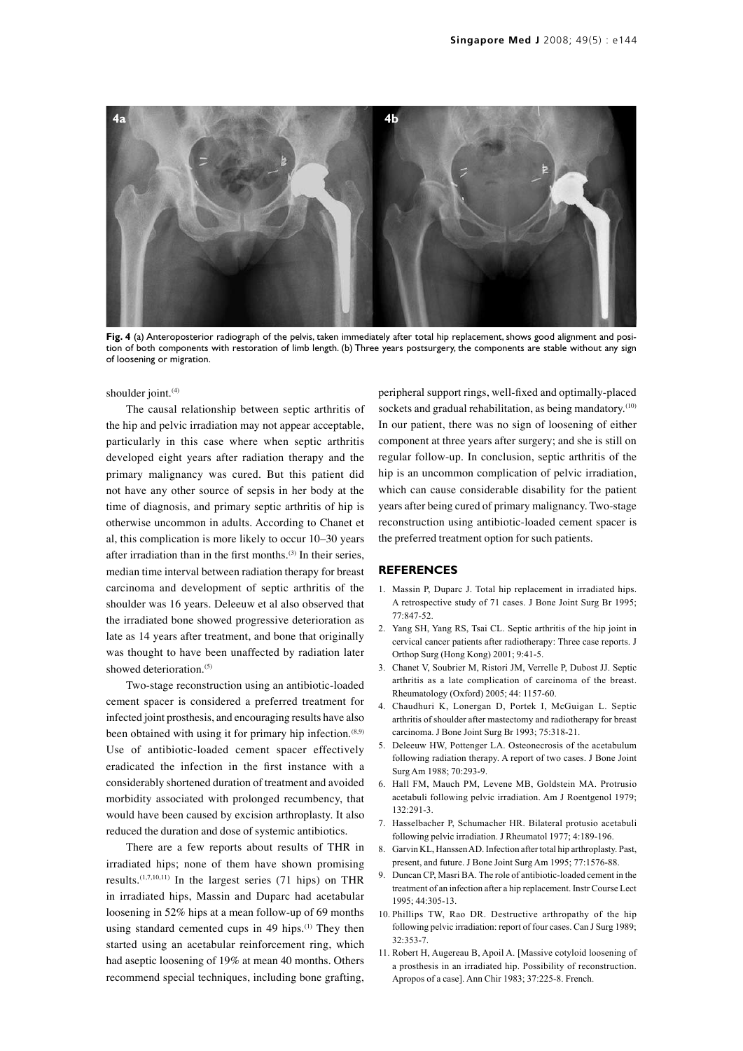**Fig. 4** (a) Anteroposterior radiograph of the pelvis, taken immediately after total hip replacement, shows good alignment and position of both components with restoration of limb length. (b) Three years postsurgery, the components are stable without any sign of loosening or migration.

shoulder joint.[4]

The causal relationship between septic arthritis of the hip and pelvic irradiation may not appear acceptable, particularly in this case where when septic arthritis developed eight years after radiation therapy and the primary malignancy was cured. But this patient did not have any other source of sepsis in her body at the time of diagnosis, and primary septic arthritis of hip is otherwise uncommon in adults. According to Chanet et al, this complication is more likely to occur 10–30 years after irradiation than in the first months.[3] In their series, median time interval between radiation therapy for breast carcinoma and development of septic arthritis of the shoulder was 16 years. Deleeuw et al also observed that the irradiated bone showed progressive deterioration as late as 14 years after treatment, and bone that originally was thought to have been unaffected by radiation later showed deterioration.[5]

Two-stage reconstruction using an antibiotic-loaded cement spacer is considered a preferred treatment for infected joint prosthesis, and encouraging results have also been obtained with using it for primary hip infection.[8,9] Use of antibiotic-loaded cement spacer effectively eradicated the infection in the first instance with a considerably shortened duration of treatment and avoided morbidity associated with prolonged recumbency, that would have been caused by excision arthroplasty. It also reduced the duration and dose of systemic antibiotics.

There are a few reports about results of THR in irradiated hips; none of them have shown promising results.[1,7,10,11] In the largest series (71 hips) on THR in irradiated hips, Massin and Duparc had acetabular loosening in 52% hips at a mean follow-up of 69 months using standard cemented cups in 49 hips.[1] They then started using an acetabular reinforcement ring, which had aseptic loosening of 19% at mean 40 months. Others recommend special techniques, including bone grafting, peripheral support rings, well-fixed and optimally-placed sockets and gradual rehabilitation, as being mandatory.[10] In our patient, there was no sign of loosening of either component at three years after surgery; and she is still on regular follow-up. In conclusion, septic arthritis of the hip is an uncommon complication of pelvic irradiation, which can cause considerable disability for the patient years after being cured of primary malignancy. Two-stage reconstruction using antibiotic-loaded cement spacer is the preferred treatment option for such patients.

## REFERENCES

1. Massin P, Duparc J. Total hip replacement in irradiated hips. A retrospective study of 71 cases. J Bone Joint Surg Br 1995; 77:847-52.
2. Yang SH, Yang RS, Tsai CL. Septic arthritis of the hip joint in cervical cancer patients after radiotherapy: Three case reports. J Orthop Surg (Hong Kong) 2001; 9:41-5.
3. Chanet V, Soubrier M, Ristori JM, Verrelle P, Dubost JJ. Septic arthritis as a late complication of carcinoma of the breast. Rheumatology (Oxford) 2005; 44: 1157-60.
4. Chaudhuri K, Lonergan D, Portek I, McGuigan L. Septic arthritis of shoulder after mastectomy and radiotherapy for breast carcinoma. J Bone Joint Surg Br 1993; 75:318-21.
5. Deleeuw HW, Pottenger LA. Osteonecrosis of the acetabulum following radiation therapy. A report of two cases. J Bone Joint Surg Am 1988; 70:293-9.
6. Hall FM, Mauch PM, Levene MB, Goldstein MA. Protrusio acetabuli following pelvic irradiation. Am J Roentgenol 1979; 132:291-3.
7. Hasselbacher P, Schumacher HR. Bilateral protusio acetabuli following pelvic irradiation. J Rheumatol 1977; 4:189-196.
8. Garvin KL, Hanssen AD. Infection after total hip arthroplasty. Past, present, and future. J Bone Joint Surg Am 1995; 77:1576-88.
9. Duncan CP, Masri BA. The role of antibiotic-loaded cement in the treatment of an infection after a hip replacement. Instr Course Lect 1995; 44:305-13.
10. Phillips TW, Rao DR. Destructive arthropathy of the hip following pelvic irradiation: report of four cases. Can J Surg 1989; 32:353-7.
11. Robert H, Augereau B, Apoil A. [Massive cotyloid loosening of a prosthesis in an irradiated hip. Possibility of reconstruction. Apropos of a case]. Ann Chir 1983; 37:225-8. French.